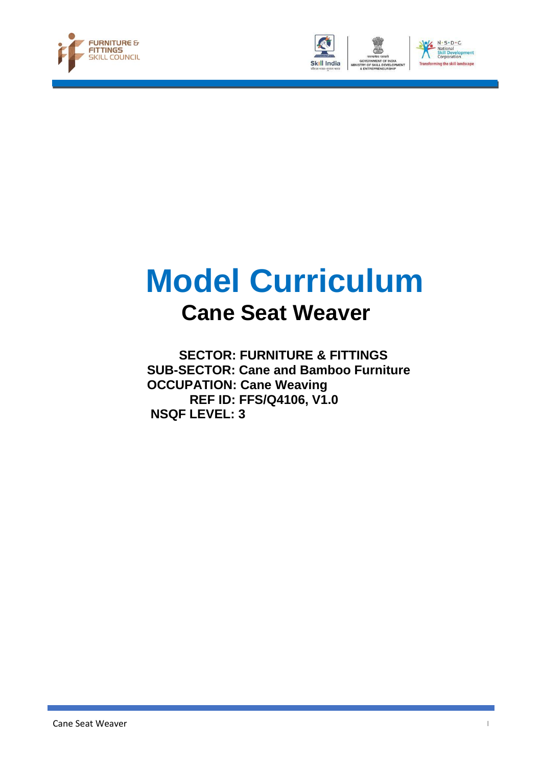# Model Curriculum

## Cane Seat Weaver

**SECTOR: FURNITURE & FITTINGS**
**SUB-SECTOR: Cane and Bamboo Furniture**
**OCCUPATION: Cane Weaving**
**REF ID: FFS/Q4106, V1.0**
**NSQF LEVEL: 3**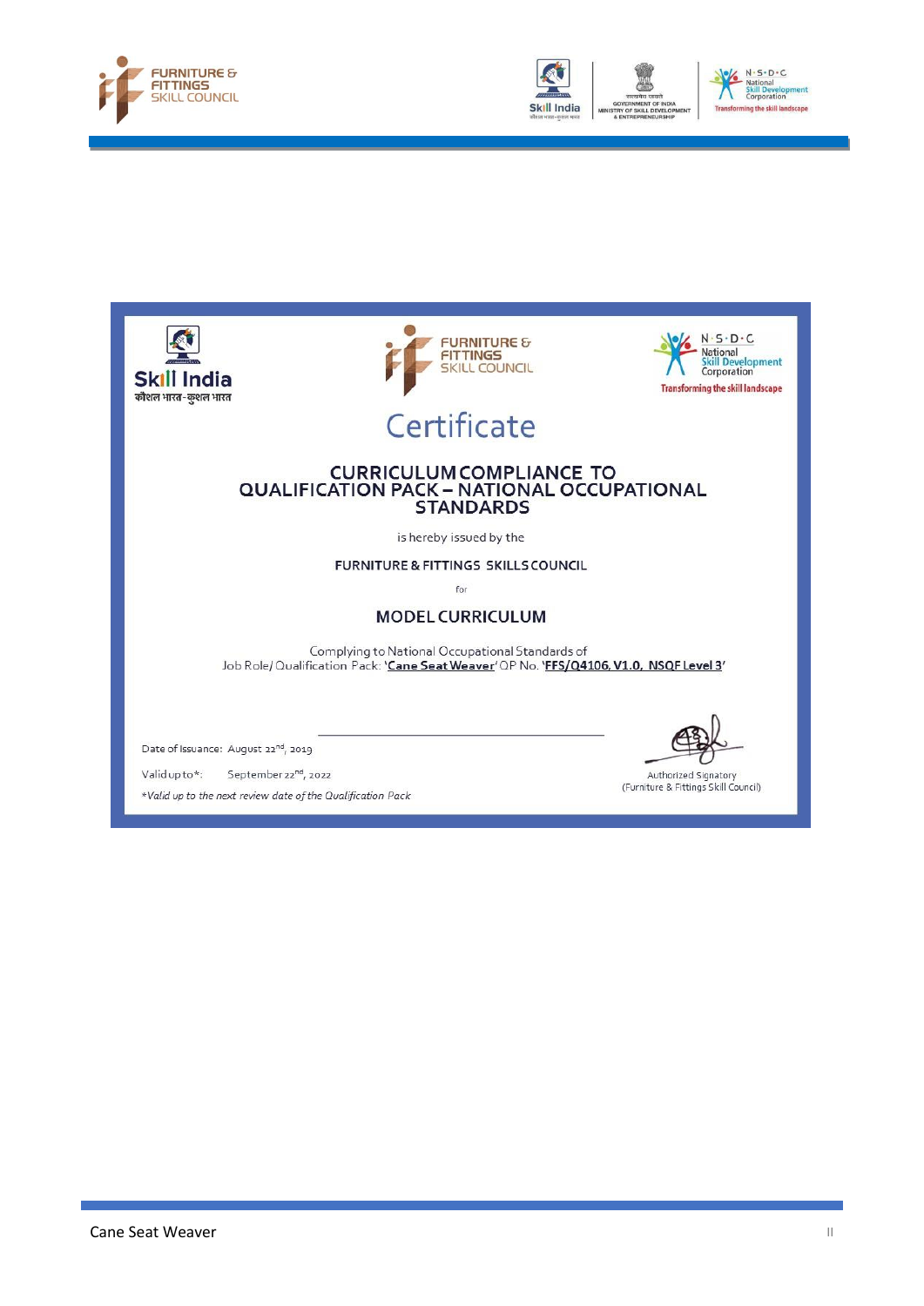# Certificate

## CURRICULUM COMPLIANCE TO QUALIFICATION PACK – NATIONAL OCCUPATIONAL STANDARDS

is hereby issued by the

FURNITURE & FITTINGS SKILLS COUNCIL

for

## MODEL CURRICULUM

Complying to National Occupational Standards of
Job Role/ Qualification Pack: '**Cane Seat Weaver**' QP No. '**FFS/Q4106, V1.0, NSQF Level 3**'

Date of Issuance: August 22nd, 2019

Valid up to*: September 22nd, 2022

*Valid up to the next review date of the Qualification Pack*

Authorized Signatory
(Furniture & Fittings Skill Council)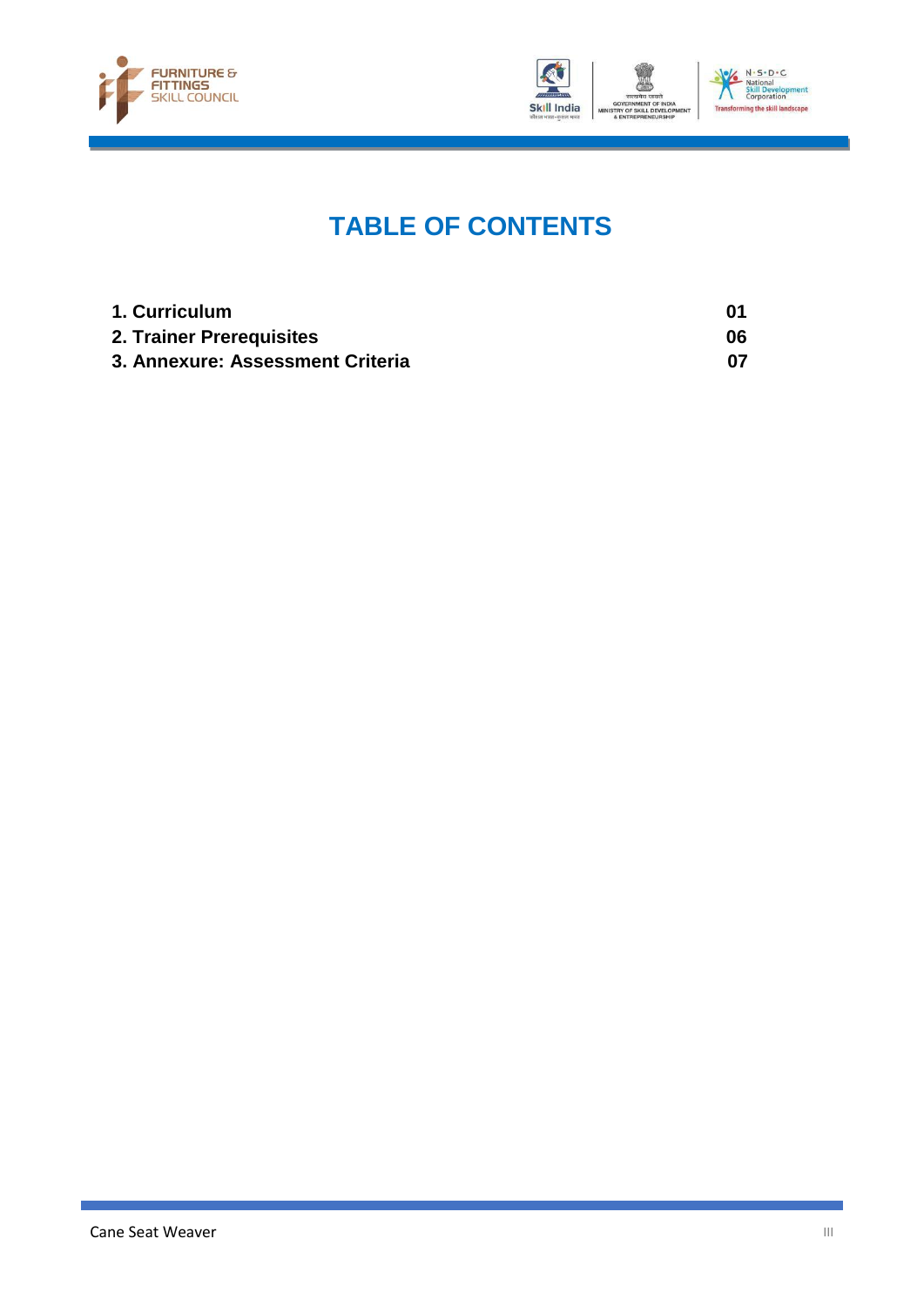# TABLE OF CONTENTS

| | |
|---|---|
| **1. Curriculum** | **01** |
| **2. Trainer Prerequisites** | **06** |
| **3. Annexure: Assessment Criteria** | **07** |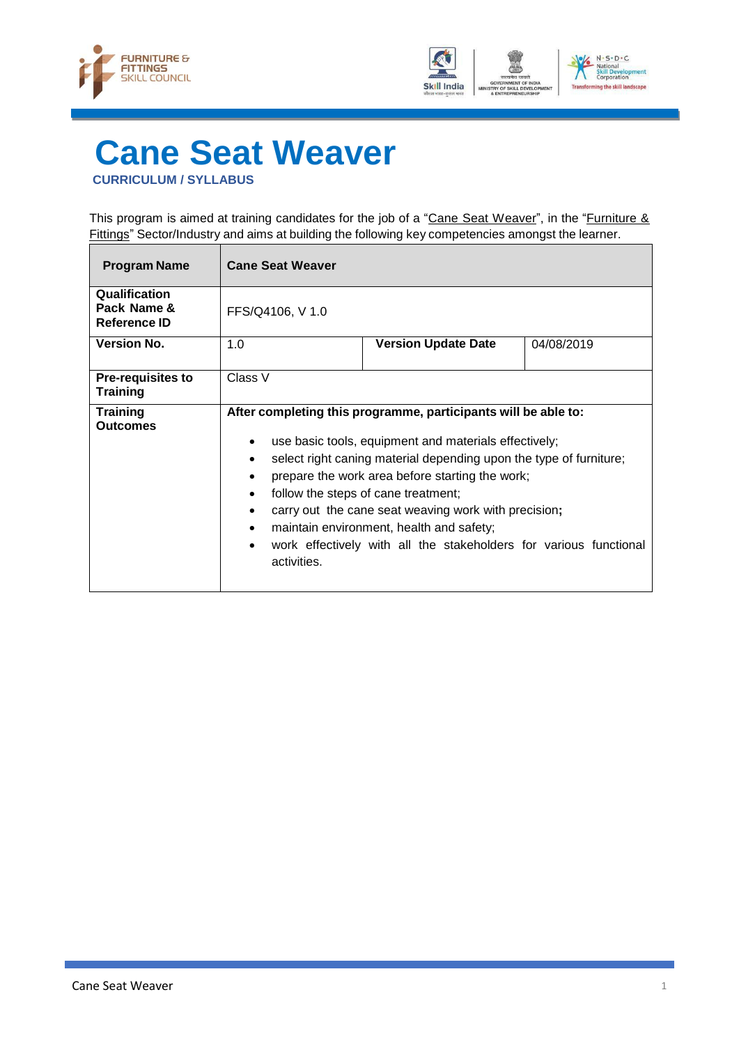# Cane Seat Weaver

**CURRICULUM / SYLLABUS**

This program is aimed at training candidates for the job of a "Cane Seat Weaver", in the "Furniture & Fittings" Sector/Industry and aims at building the following key competencies amongst the learner.

| **Program Name** | **Cane Seat Weaver** | | |
|---|---|---|---|
| **Qualification Pack Name & Reference ID** | FFS/Q4106, V 1.0 | | |
| **Version No.** | 1.0 | **Version Update Date** | 04/08/2019 |
| **Pre-requisites to Training** | Class V | | |
| **Training Outcomes** | **After completing this programme, participants will be able to:**<br>• use basic tools, equipment and materials effectively;<br>• select right caning material depending upon the type of furniture;<br>• prepare the work area before starting the work;<br>• follow the steps of cane treatment;<br>• carry out the cane seat weaving work with precision;<br>• maintain environment, health and safety;<br>• work effectively with all the stakeholders for various functional activities. | | |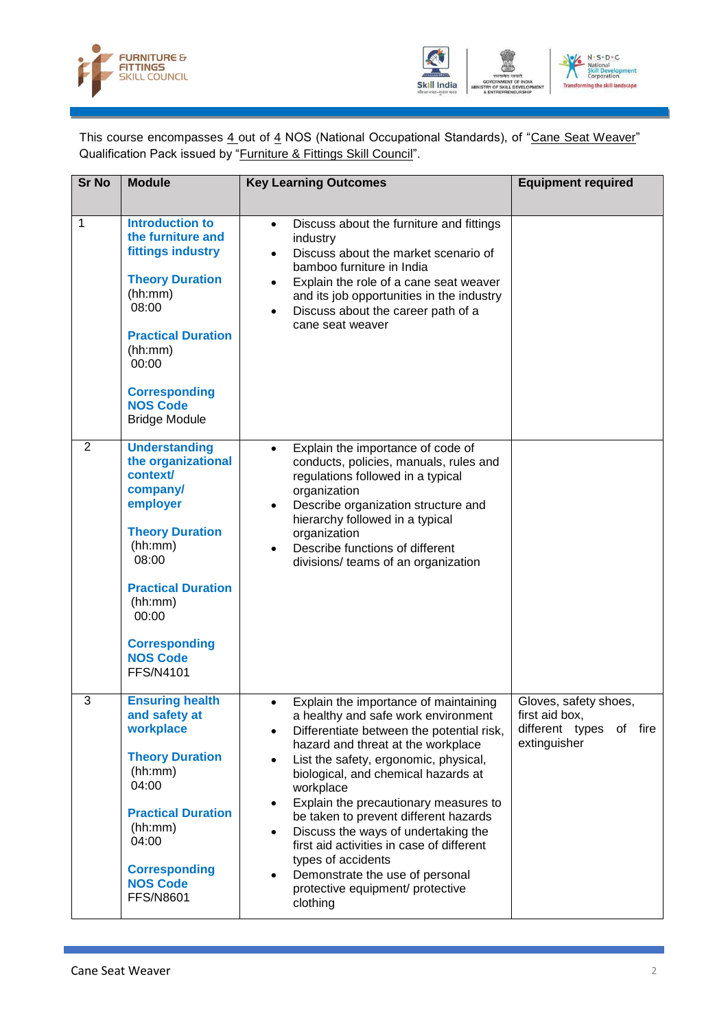This course encompasses 4 out of 4 NOS (National Occupational Standards), of "Cane Seat Weaver" Qualification Pack issued by "Furniture & Fittings Skill Council".

| Sr No | Module | Key Learning Outcomes | Equipment required |
|---|---|---|---|
| 1 | **Introduction to the furniture and fittings industry**<br><br>**Theory Duration** (hh:mm) 08:00<br><br>**Practical Duration** (hh:mm) 00:00<br><br>**Corresponding NOS Code** Bridge Module | • Discuss about the furniture and fittings industry<br>• Discuss about the market scenario of bamboo furniture in India<br>• Explain the role of a cane seat weaver and its job opportunities in the industry<br>• Discuss about the career path of a cane seat weaver | |
| 2 | **Understanding the organizational context/ company/ employer**<br><br>**Theory Duration** (hh:mm) 08:00<br><br>**Practical Duration** (hh:mm) 00:00<br><br>**Corresponding NOS Code** FFS/N4101 | • Explain the importance of code of conducts, policies, manuals, rules and regulations followed in a typical organization<br>• Describe organization structure and hierarchy followed in a typical organization<br>• Describe functions of different divisions/ teams of an organization | |
| 3 | **Ensuring health and safety at workplace**<br><br>**Theory Duration** (hh:mm) 04:00<br><br>**Practical Duration** (hh:mm) 04:00<br><br>**Corresponding NOS Code** FFS/N8601 | • Explain the importance of maintaining a healthy and safe work environment<br>• Differentiate between the potential risk, hazard and threat at the workplace<br>• List the safety, ergonomic, physical, biological, and chemical hazards at workplace<br>• Explain the precautionary measures to be taken to prevent different hazards<br>• Discuss the ways of undertaking the first aid activities in case of different types of accidents<br>• Demonstrate the use of personal protective equipment/ protective clothing | Gloves, safety shoes, first aid box, different types of fire extinguisher |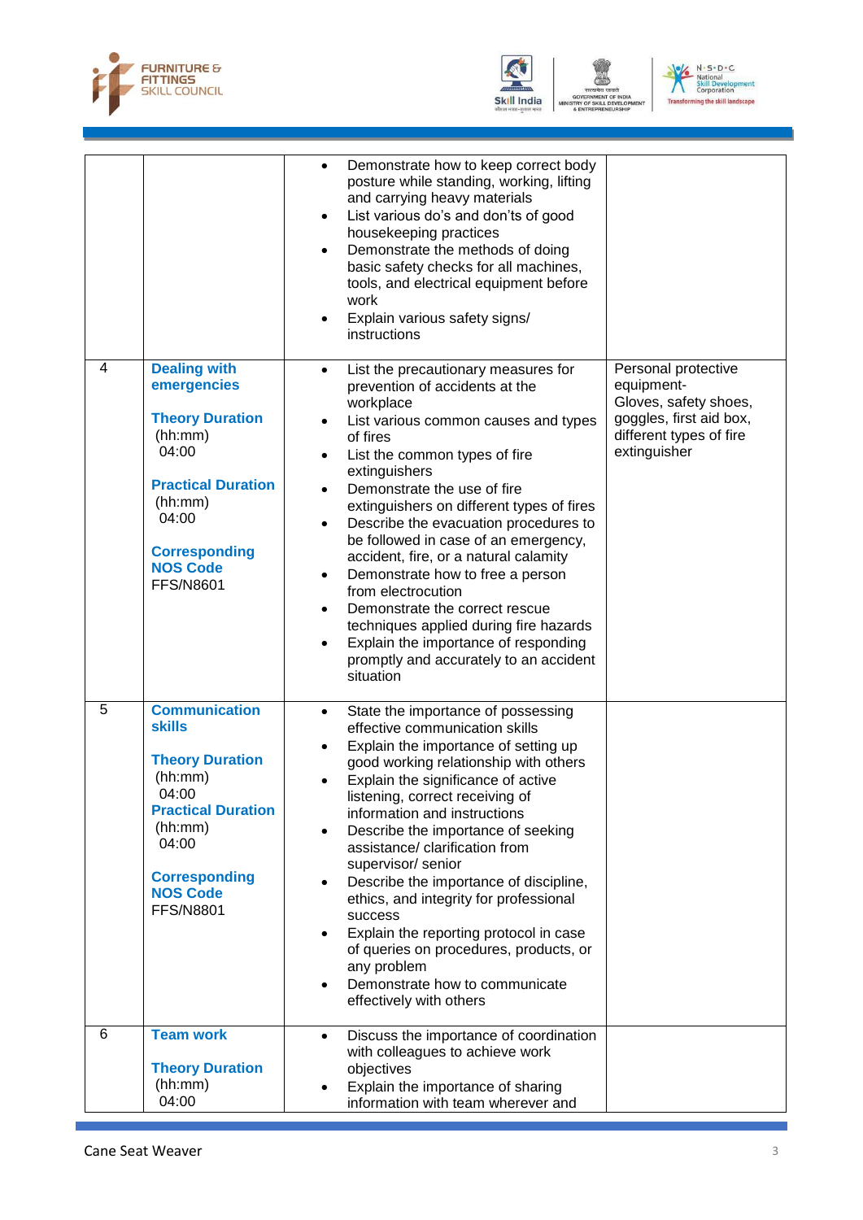| | | | |
|---|---|---|---|
| | | • Demonstrate how to keep correct body posture while standing, working, lifting and carrying heavy materials<br>• List various do's and don'ts of good housekeeping practices<br>• Demonstrate the methods of doing basic safety checks for all machines, tools, and electrical equipment before work<br>• Explain various safety signs/ instructions | |
| 4 | **Dealing with emergencies**<br><br>**Theory Duration** (hh:mm) 04:00<br><br>**Practical Duration** (hh:mm) 04:00<br><br>**Corresponding NOS Code** FFS/N8601 | • List the precautionary measures for prevention of accidents at the workplace<br>• List various common causes and types of fires<br>• List the common types of fire extinguishers<br>• Demonstrate the use of fire extinguishers on different types of fires<br>• Describe the evacuation procedures to be followed in case of an emergency, accident, fire, or a natural calamity<br>• Demonstrate how to free a person from electrocution<br>• Demonstrate the correct rescue techniques applied during fire hazards<br>• Explain the importance of responding promptly and accurately to an accident situation | Personal protective equipment- Gloves, safety shoes, goggles, first aid box, different types of fire extinguisher |
| 5 | **Communication skills**<br><br>**Theory Duration** (hh:mm) 04:00<br>**Practical Duration** (hh:mm) 04:00<br><br>**Corresponding NOS Code** FFS/N8801 | • State the importance of possessing effective communication skills<br>• Explain the importance of setting up good working relationship with others<br>• Explain the significance of active listening, correct receiving of information and instructions<br>• Describe the importance of seeking assistance/ clarification from supervisor/ senior<br>• Describe the importance of discipline, ethics, and integrity for professional success<br>• Explain the reporting protocol in case of queries on procedures, products, or any problem<br>• Demonstrate how to communicate effectively with others | |
| 6 | **Team work**<br><br>**Theory Duration** (hh:mm) 04:00 | • Discuss the importance of coordination with colleagues to achieve work objectives<br>• Explain the importance of sharing information with team wherever and | |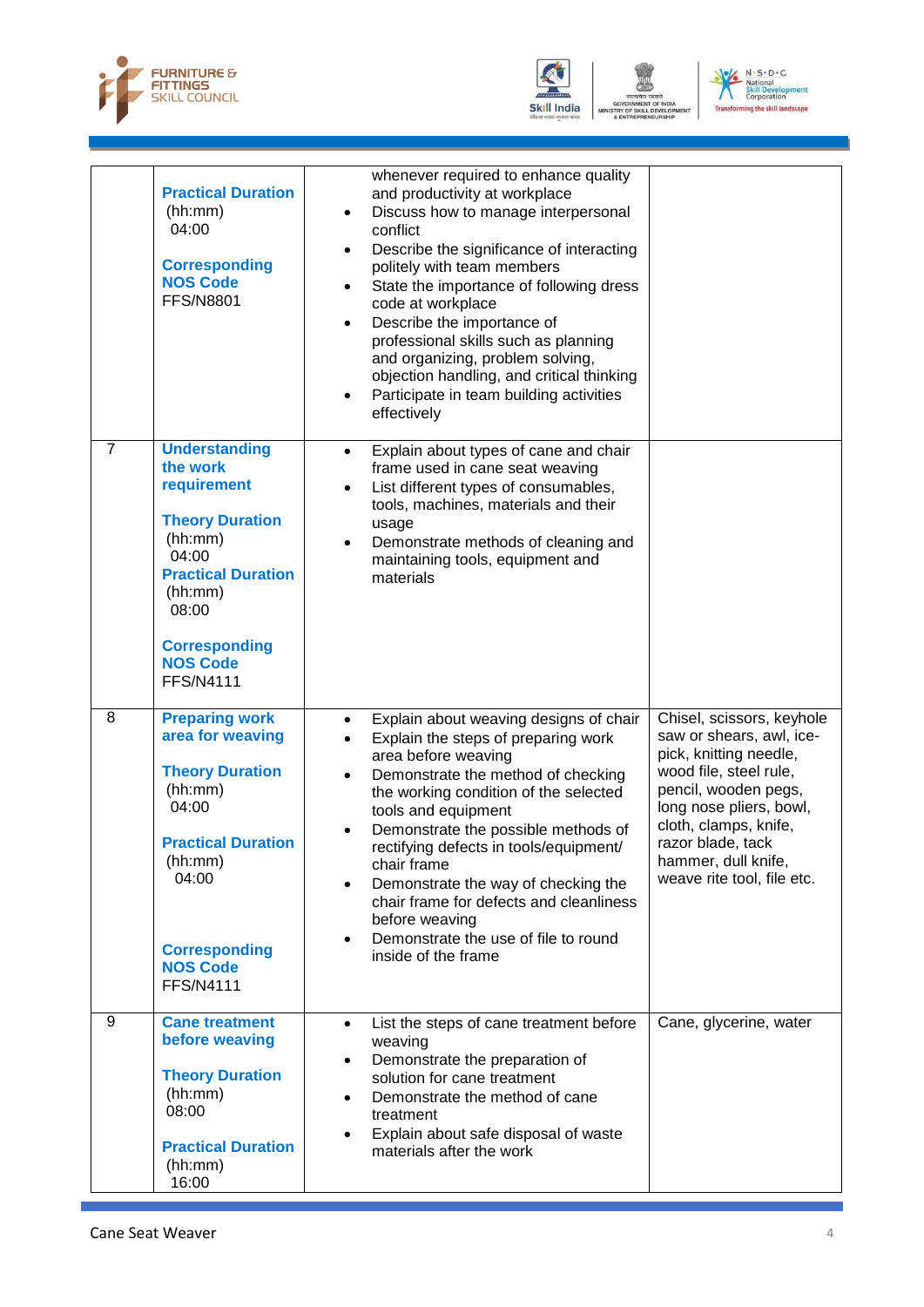| | | | |
|---|---|---|---|
| | **Practical Duration** (hh:mm) 04:00<br><br>**Corresponding NOS Code** FFS/N8801 | whenever required to enhance quality and productivity at workplace<br>• Discuss how to manage interpersonal conflict<br>• Describe the significance of interacting politely with team members<br>• State the importance of following dress code at workplace<br>• Describe the importance of professional skills such as planning and organizing, problem solving, objection handling, and critical thinking<br>• Participate in team building activities effectively | |
| 7 | **Understanding the work requirement**<br><br>**Theory Duration** (hh:mm) 04:00<br>**Practical Duration** (hh:mm) 08:00<br><br>**Corresponding NOS Code** FFS/N4111 | • Explain about types of cane and chair frame used in cane seat weaving<br>• List different types of consumables, tools, machines, materials and their usage<br>• Demonstrate methods of cleaning and maintaining tools, equipment and materials | |
| 8 | **Preparing work area for weaving**<br><br>**Theory Duration** (hh:mm) 04:00<br><br>**Practical Duration** (hh:mm) 04:00<br><br>**Corresponding NOS Code** FFS/N4111 | • Explain about weaving designs of chair<br>• Explain the steps of preparing work area before weaving<br>• Demonstrate the method of checking the working condition of the selected tools and equipment<br>• Demonstrate the possible methods of rectifying defects in tools/equipment/ chair frame<br>• Demonstrate the way of checking the chair frame for defects and cleanliness before weaving<br>• Demonstrate the use of file to round inside of the frame | Chisel, scissors, keyhole saw or shears, awl, ice-pick, knitting needle, wood file, steel rule, pencil, wooden pegs, long nose pliers, bowl, cloth, clamps, knife, razor blade, tack hammer, dull knife, weave rite tool, file etc. |
| 9 | **Cane treatment before weaving**<br><br>**Theory Duration** (hh:mm) 08:00<br><br>**Practical Duration** (hh:mm) 16:00 | • List the steps of cane treatment before weaving<br>• Demonstrate the preparation of solution for cane treatment<br>• Demonstrate the method of cane treatment<br>• Explain about safe disposal of waste materials after the work | Cane, glycerine, water |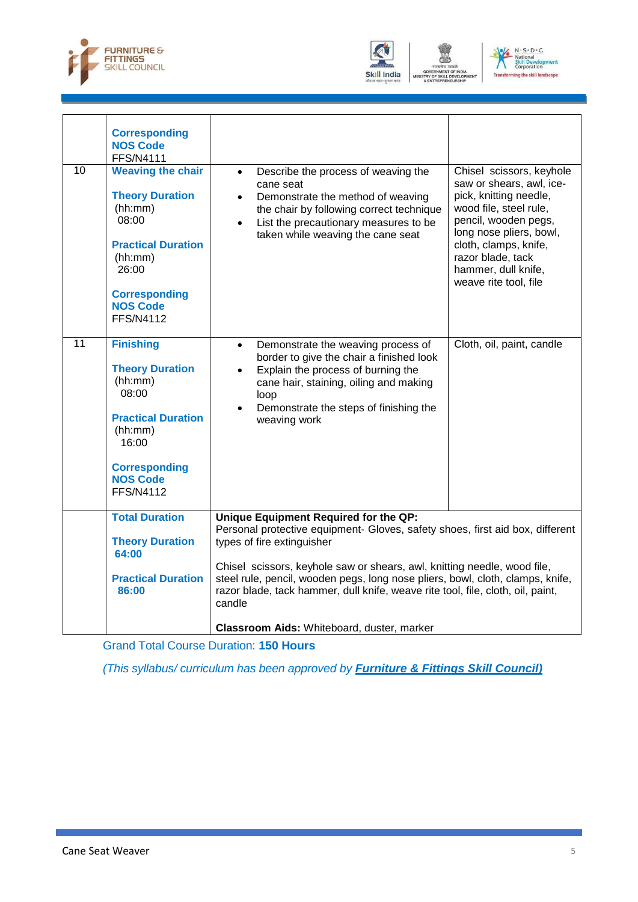| | | | |
|---|---|---|---|
| | **Corresponding NOS Code** FFS/N4111 | | |
| 10 | **Weaving the chair**<br><br>**Theory Duration** (hh:mm) 08:00<br><br>**Practical Duration** (hh:mm) 26:00<br><br>**Corresponding NOS Code** FFS/N4112 | • Describe the process of weaving the cane seat<br>• Demonstrate the method of weaving the chair by following correct technique<br>• List the precautionary measures to be taken while weaving the cane seat | Chisel scissors, keyhole saw or shears, awl, ice-pick, knitting needle, wood file, steel rule, pencil, wooden pegs, long nose pliers, bowl, cloth, clamps, knife, razor blade, tack hammer, dull knife, weave rite tool, file |
| 11 | **Finishing**<br><br>**Theory Duration** (hh:mm) 08:00<br><br>**Practical Duration** (hh:mm) 16:00<br><br>**Corresponding NOS Code** FFS/N4112 | • Demonstrate the weaving process of border to give the chair a finished look<br>• Explain the process of burning the cane hair, staining, oiling and making loop<br>• Demonstrate the steps of finishing the weaving work | Cloth, oil, paint, candle |
| | **Total Duration**<br><br>**Theory Duration** **64:00**<br><br>**Practical Duration** **86:00** | **Unique Equipment Required for the QP:**<br>Personal protective equipment- Gloves, safety shoes, first aid box, different types of fire extinguisher<br><br>Chisel scissors, keyhole saw or shears, awl, knitting needle, wood file, steel rule, pencil, wooden pegs, long nose pliers, bowl, cloth, clamps, knife, razor blade, tack hammer, dull knife, weave rite tool, file, cloth, oil, paint, candle<br><br>**Classroom Aids:** Whiteboard, duster, marker | |

Grand Total Course Duration: **150 Hours**

*(This syllabus/ curriculum has been approved by* ***Furniture & Fittings Skill Council)***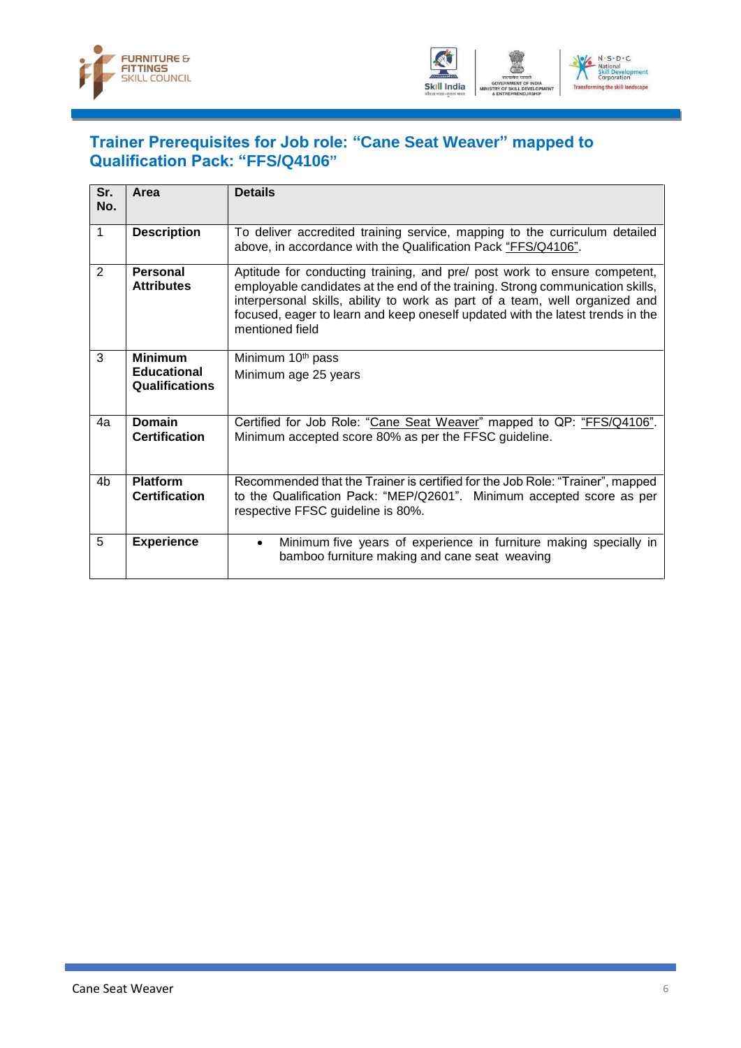## Trainer Prerequisites for Job role: "Cane Seat Weaver" mapped to Qualification Pack: "FFS/Q4106"

| Sr. No. | Area | Details |
|---|---|---|
| 1 | **Description** | To deliver accredited training service, mapping to the curriculum detailed above, in accordance with the Qualification Pack "FFS/Q4106". |
| 2 | **Personal Attributes** | Aptitude for conducting training, and pre/ post work to ensure competent, employable candidates at the end of the training. Strong communication skills, interpersonal skills, ability to work as part of a team, well organized and focused, eager to learn and keep oneself updated with the latest trends in the mentioned field |
| 3 | **Minimum Educational Qualifications** | Minimum 10th pass<br>Minimum age 25 years |
| 4a | **Domain Certification** | Certified for Job Role: "Cane Seat Weaver" mapped to QP: "FFS/Q4106". Minimum accepted score 80% as per the FFSC guideline. |
| 4b | **Platform Certification** | Recommended that the Trainer is certified for the Job Role: "Trainer", mapped to the Qualification Pack: "MEP/Q2601". Minimum accepted score as per respective FFSC guideline is 80%. |
| 5 | **Experience** | • Minimum five years of experience in furniture making specially in bamboo furniture making and cane seat weaving |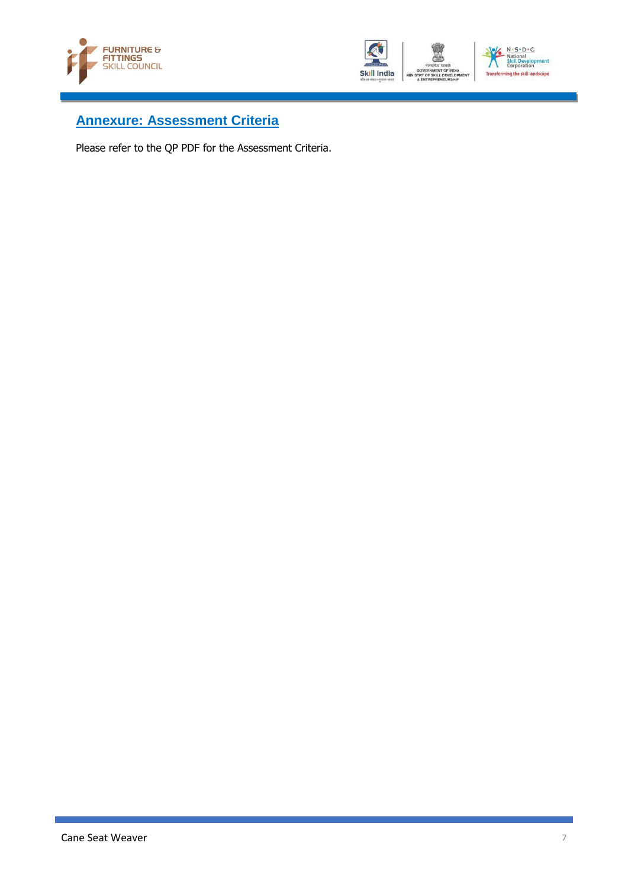## Annexure: Assessment Criteria

Please refer to the QP PDF for the Assessment Criteria.